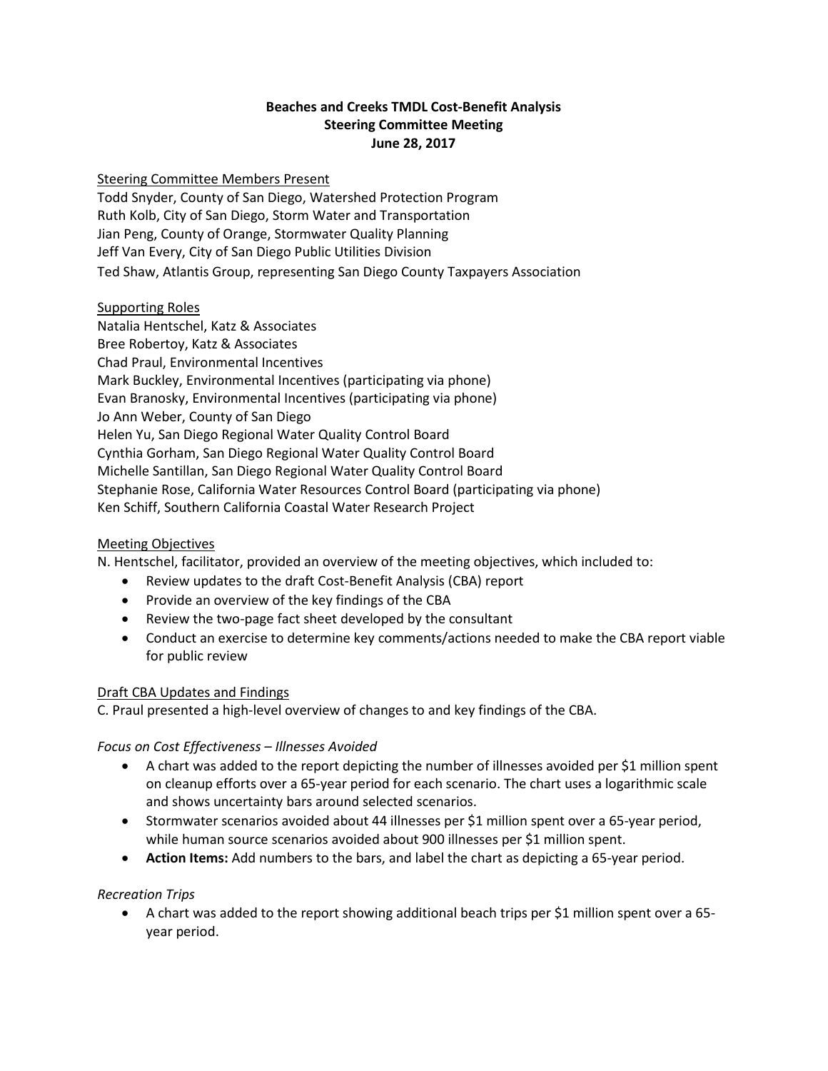# Beaches and Creeks TMDL Cost-Benefit Analysis
## Steering Committee Meeting
### June 28, 2017

Steering Committee Members Present

Todd Snyder, County of San Diego, Watershed Protection Program
Ruth Kolb, City of San Diego, Storm Water and Transportation
Jian Peng, County of Orange, Stormwater Quality Planning
Jeff Van Every, City of San Diego Public Utilities Division
Ted Shaw, Atlantis Group, representing San Diego County Taxpayers Association

Supporting Roles

Natalia Hentschel, Katz & Associates
Bree Robertoy, Katz & Associates
Chad Praul, Environmental Incentives
Mark Buckley, Environmental Incentives (participating via phone)
Evan Branosky, Environmental Incentives (participating via phone)
Jo Ann Weber, County of San Diego
Helen Yu, San Diego Regional Water Quality Control Board
Cynthia Gorham, San Diego Regional Water Quality Control Board
Michelle Santillan, San Diego Regional Water Quality Control Board
Stephanie Rose, California Water Resources Control Board (participating via phone)
Ken Schiff, Southern California Coastal Water Research Project

Meeting Objectives

N. Hentschel, facilitator, provided an overview of the meeting objectives, which included to:

- Review updates to the draft Cost-Benefit Analysis (CBA) report
- Provide an overview of the key findings of the CBA
- Review the two-page fact sheet developed by the consultant
- Conduct an exercise to determine key comments/actions needed to make the CBA report viable for public review

Draft CBA Updates and Findings

C. Praul presented a high-level overview of changes to and key findings of the CBA.

*Focus on Cost Effectiveness – Illnesses Avoided*

- A chart was added to the report depicting the number of illnesses avoided per $1 million spent on cleanup efforts over a 65-year period for each scenario. The chart uses a logarithmic scale and shows uncertainty bars around selected scenarios.
- Stormwater scenarios avoided about 44 illnesses per $1 million spent over a 65-year period, while human source scenarios avoided about 900 illnesses per $1 million spent.
- **Action Items:** Add numbers to the bars, and label the chart as depicting a 65-year period.

*Recreation Trips*

- A chart was added to the report showing additional beach trips per $1 million spent over a 65-year period.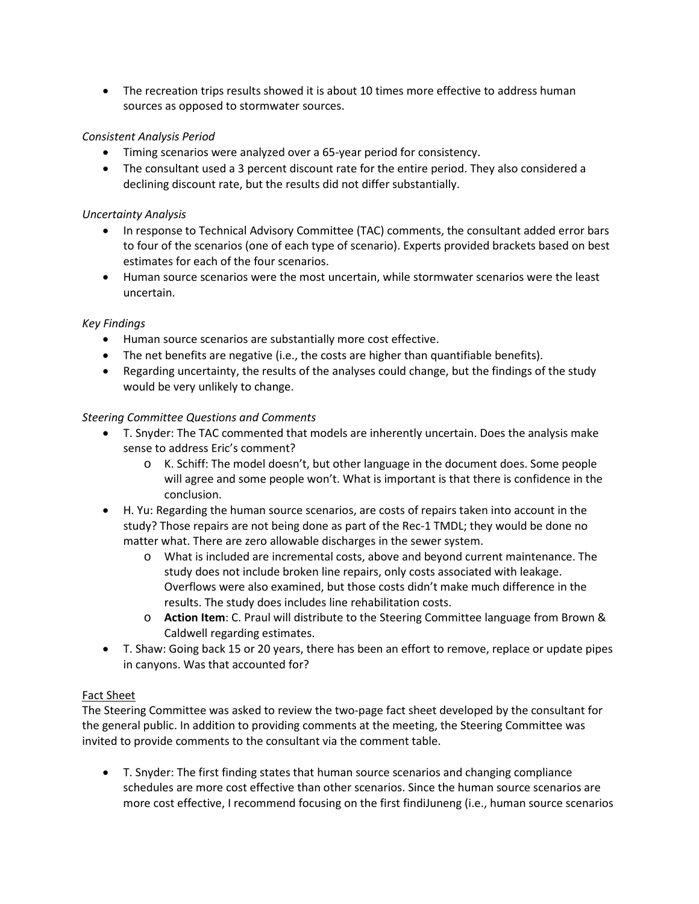- The recreation trips results showed it is about 10 times more effective to address human sources as opposed to stormwater sources.

*Consistent Analysis Period*

- Timing scenarios were analyzed over a 65-year period for consistency.
- The consultant used a 3 percent discount rate for the entire period. They also considered a declining discount rate, but the results did not differ substantially.

*Uncertainty Analysis*

- In response to Technical Advisory Committee (TAC) comments, the consultant added error bars to four of the scenarios (one of each type of scenario). Experts provided brackets based on best estimates for each of the four scenarios.
- Human source scenarios were the most uncertain, while stormwater scenarios were the least uncertain.

*Key Findings*

- Human source scenarios are substantially more cost effective.
- The net benefits are negative (i.e., the costs are higher than quantifiable benefits).
- Regarding uncertainty, the results of the analyses could change, but the findings of the study would be very unlikely to change.

*Steering Committee Questions and Comments*

- T. Snyder: The TAC commented that models are inherently uncertain. Does the analysis make sense to address Eric's comment?
  - K. Schiff: The model doesn't, but other language in the document does. Some people will agree and some people won't. What is important is that there is confidence in the conclusion.
- H. Yu: Regarding the human source scenarios, are costs of repairs taken into account in the study? Those repairs are not being done as part of the Rec-1 TMDL; they would be done no matter what. There are zero allowable discharges in the sewer system.
  - What is included are incremental costs, above and beyond current maintenance. The study does not include broken line repairs, only costs associated with leakage. Overflows were also examined, but those costs didn't make much difference in the results. The study does includes line rehabilitation costs.
  - **Action Item**: C. Praul will distribute to the Steering Committee language from Brown & Caldwell regarding estimates.
- T. Shaw: Going back 15 or 20 years, there has been an effort to remove, replace or update pipes in canyons. Was that accounted for?

Fact Sheet

The Steering Committee was asked to review the two-page fact sheet developed by the consultant for the general public. In addition to providing comments at the meeting, the Steering Committee was invited to provide comments to the consultant via the comment table.

- T. Snyder: The first finding states that human source scenarios and changing compliance schedules are more cost effective than other scenarios. Since the human source scenarios are more cost effective, I recommend focusing on the first findiJuneng (i.e., human source scenarios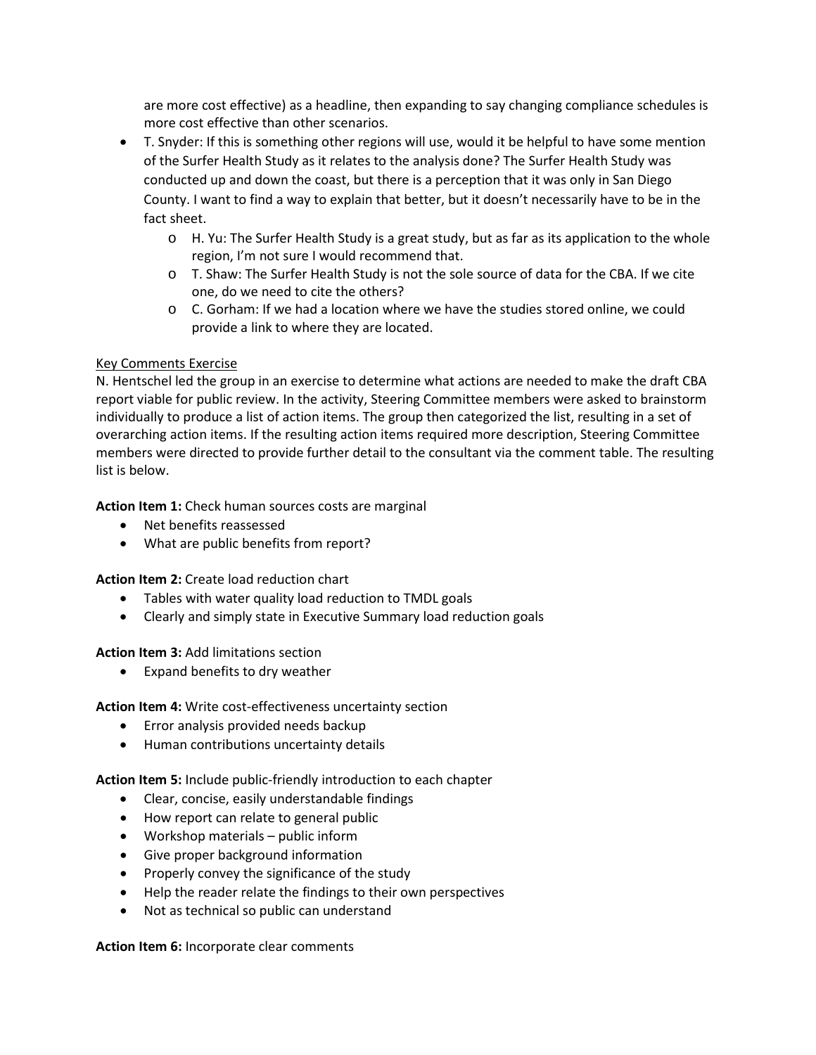are more cost effective) as a headline, then expanding to say changing compliance schedules is more cost effective than other scenarios.

- T. Snyder: If this is something other regions will use, would it be helpful to have some mention of the Surfer Health Study as it relates to the analysis done? The Surfer Health Study was conducted up and down the coast, but there is a perception that it was only in San Diego County. I want to find a way to explain that better, but it doesn't necessarily have to be in the fact sheet.
  - H. Yu: The Surfer Health Study is a great study, but as far as its application to the whole region, I'm not sure I would recommend that.
  - T. Shaw: The Surfer Health Study is not the sole source of data for the CBA. If we cite one, do we need to cite the others?
  - C. Gorham: If we had a location where we have the studies stored online, we could provide a link to where they are located.

<u>Key Comments Exercise</u>

N. Hentschel led the group in an exercise to determine what actions are needed to make the draft CBA report viable for public review. In the activity, Steering Committee members were asked to brainstorm individually to produce a list of action items. The group then categorized the list, resulting in a set of overarching action items. If the resulting action items required more description, Steering Committee members were directed to provide further detail to the consultant via the comment table. The resulting list is below.

**Action Item 1:** Check human sources costs are marginal

- Net benefits reassessed
- What are public benefits from report?

**Action Item 2:** Create load reduction chart

- Tables with water quality load reduction to TMDL goals
- Clearly and simply state in Executive Summary load reduction goals

**Action Item 3:** Add limitations section

- Expand benefits to dry weather

**Action Item 4:** Write cost-effectiveness uncertainty section

- Error analysis provided needs backup
- Human contributions uncertainty details

**Action Item 5:** Include public-friendly introduction to each chapter

- Clear, concise, easily understandable findings
- How report can relate to general public
- Workshop materials – public inform
- Give proper background information
- Properly convey the significance of the study
- Help the reader relate the findings to their own perspectives
- Not as technical so public can understand

**Action Item 6:** Incorporate clear comments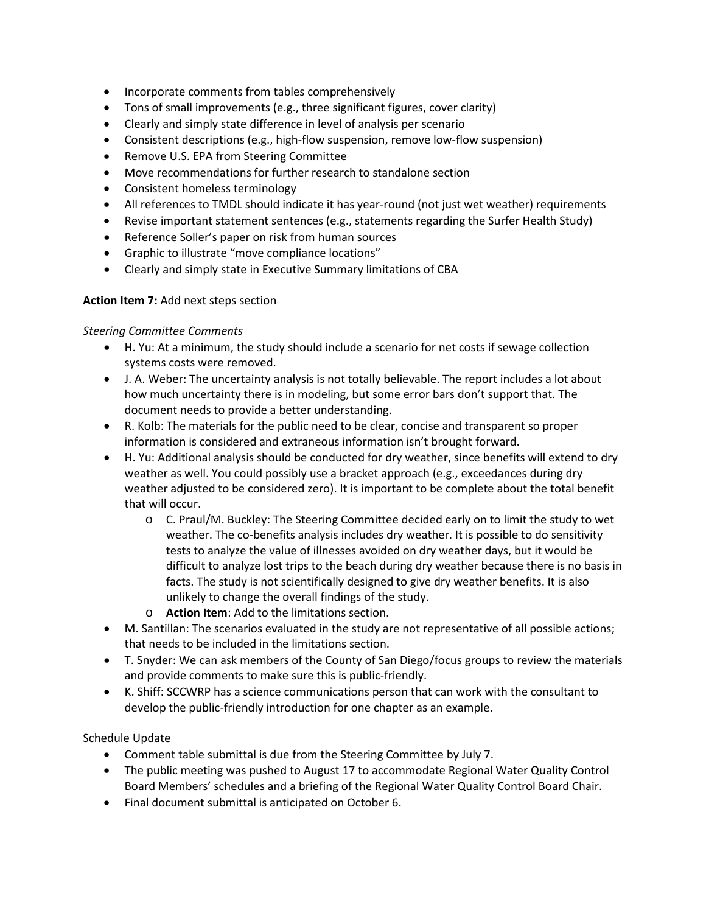- Incorporate comments from tables comprehensively
- Tons of small improvements (e.g., three significant figures, cover clarity)
- Clearly and simply state difference in level of analysis per scenario
- Consistent descriptions (e.g., high-flow suspension, remove low-flow suspension)
- Remove U.S. EPA from Steering Committee
- Move recommendations for further research to standalone section
- Consistent homeless terminology
- All references to TMDL should indicate it has year-round (not just wet weather) requirements
- Revise important statement sentences (e.g., statements regarding the Surfer Health Study)
- Reference Soller's paper on risk from human sources
- Graphic to illustrate "move compliance locations"
- Clearly and simply state in Executive Summary limitations of CBA

**Action Item 7:** Add next steps section

*Steering Committee Comments*

- H. Yu: At a minimum, the study should include a scenario for net costs if sewage collection systems costs were removed.
- J. A. Weber: The uncertainty analysis is not totally believable. The report includes a lot about how much uncertainty there is in modeling, but some error bars don't support that. The document needs to provide a better understanding.
- R. Kolb: The materials for the public need to be clear, concise and transparent so proper information is considered and extraneous information isn't brought forward.
- H. Yu: Additional analysis should be conducted for dry weather, since benefits will extend to dry weather as well. You could possibly use a bracket approach (e.g., exceedances during dry weather adjusted to be considered zero). It is important to be complete about the total benefit that will occur.
  - C. Praul/M. Buckley: The Steering Committee decided early on to limit the study to wet weather. The co-benefits analysis includes dry weather. It is possible to do sensitivity tests to analyze the value of illnesses avoided on dry weather days, but it would be difficult to analyze lost trips to the beach during dry weather because there is no basis in facts. The study is not scientifically designed to give dry weather benefits. It is also unlikely to change the overall findings of the study.
  - **Action Item**: Add to the limitations section.
- M. Santillan: The scenarios evaluated in the study are not representative of all possible actions; that needs to be included in the limitations section.
- T. Snyder: We can ask members of the County of San Diego/focus groups to review the materials and provide comments to make sure this is public-friendly.
- K. Shiff: SCCWRP has a science communications person that can work with the consultant to develop the public-friendly introduction for one chapter as an example.

<u>Schedule Update</u>

- Comment table submittal is due from the Steering Committee by July 7.
- The public meeting was pushed to August 17 to accommodate Regional Water Quality Control Board Members' schedules and a briefing of the Regional Water Quality Control Board Chair.
- Final document submittal is anticipated on October 6.